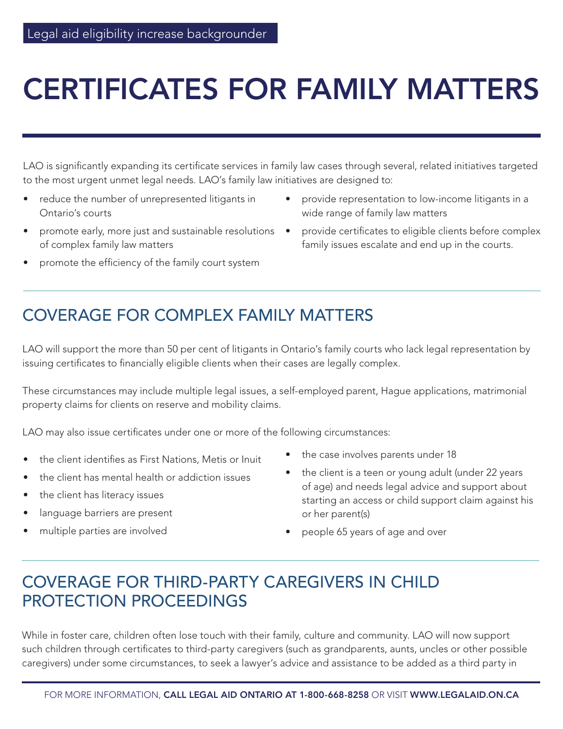Legal aid eligibility increase backgrounder

# CERTIFICATES FOR FAMILY MATTERS

LAO is significantly expanding its certificate services in family law cases through several, related initiatives targeted to the most urgent unmet legal needs. LAO's family law initiatives are designed to:

- reduce the number of unrepresented litigants in Ontario's courts
- promote early, more just and sustainable resolutions of complex family law matters
- promote the efficiency of the family court system
- provide representation to low-income litigants in a wide range of family law matters
- provide certificates to eligible clients before complex family issues escalate and end up in the courts.

## COVERAGE FOR COMPLEX FAMILY MATTERS

LAO will support the more than 50 per cent of litigants in Ontario's family courts who lack legal representation by issuing certificates to financially eligible clients when their cases are legally complex.

These circumstances may include multiple legal issues, a self-employed parent, Hague applications, matrimonial property claims for clients on reserve and mobility claims.

LAO may also issue certificates under one or more of the following circumstances:

- the client identifies as First Nations, Metis or Inuit
- the client has mental health or addiction issues
- the client has literacy issues
- language barriers are present
- multiple parties are involved
- the case involves parents under 18
- the client is a teen or young adult (under 22 years of age) and needs legal advice and support about starting an access or child support claim against his or her parent(s)
- people 65 years of age and over

## COVERAGE FOR THIRD-PARTY CAREGIVERS IN CHILD PROTECTION PROCEEDINGS

While in foster care, children often lose touch with their family, culture and community. LAO will now support such children through certificates to third-party caregivers (such as grandparents, aunts, uncles or other possible caregivers) under some circumstances, to seek a lawyer's advice and assistance to be added as a third party in

FOR MORE INFORMATION, **CALL LEGAL AID ONTARIO AT 1-800-668-8258** OR VISIT **WWW.LEGALAID.ON.CA**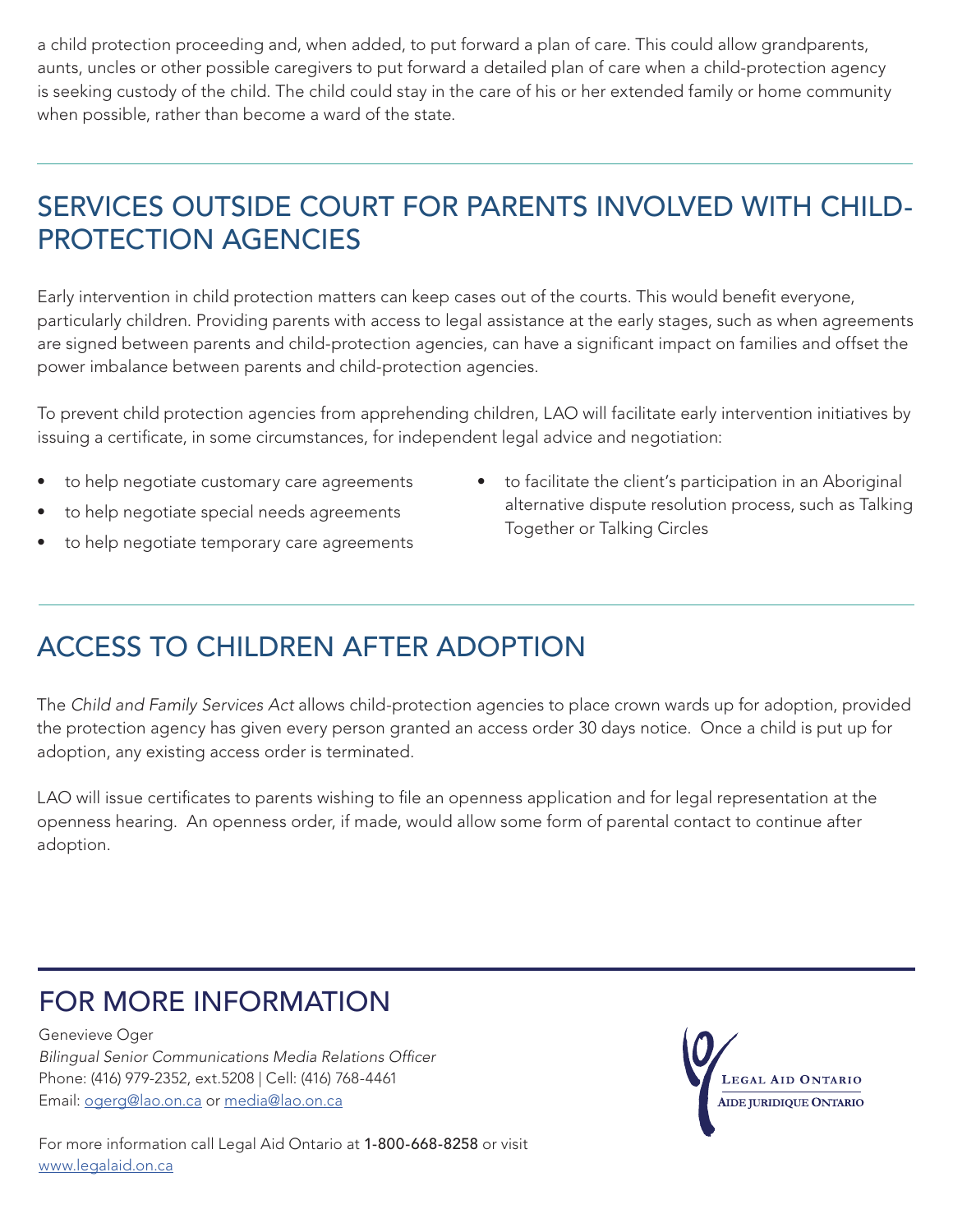a child protection proceeding and, when added, to put forward a plan of care. This could allow grandparents, aunts, uncles or other possible caregivers to put forward a detailed plan of care when a child-protection agency is seeking custody of the child. The child could stay in the care of his or her extended family or home community when possible, rather than become a ward of the state.

## SERVICES OUTSIDE COURT FOR PARENTS INVOLVED WITH CHILD-PROTECTION AGENCIES

Early intervention in child protection matters can keep cases out of the courts. This would benefit everyone, particularly children. Providing parents with access to legal assistance at the early stages, such as when agreements are signed between parents and child-protection agencies, can have a significant impact on families and offset the power imbalance between parents and child-protection agencies.

To prevent child protection agencies from apprehending children, LAO will facilitate early intervention initiatives by issuing a certificate, in some circumstances, for independent legal advice and negotiation:

- to help negotiate customary care agreements
- to help negotiate special needs agreements
- to help negotiate temporary care agreements
- to facilitate the client's participation in an Aboriginal alternative dispute resolution process, such as Talking Together or Talking Circles

## ACCESS TO CHILDREN AFTER ADOPTION

The *Child and Family Services Act* allows child-protection agencies to place crown wards up for adoption, provided the protection agency has given every person granted an access order 30 days notice. Once a child is put up for adoption, any existing access order is terminated.

LAO will issue certificates to parents wishing to file an openness application and for legal representation at the openness hearing. An openness order, if made, would allow some form of parental contact to continue after adoption.

## FOR MORE INFORMATION

Genevieve Oger
*Bilingual Senior Communications Media Relations Officer*
Phone: (416) 979-2352, ext.5208 | Cell: (416) 768-4461
Email: ogerg@lao.on.ca or media@lao.on.ca

For more information call Legal Aid Ontario at **1-800-668-8258** or visit www.legalaid.on.ca

LEGAL AID ONTARIO
AIDE JURIDIQUE ONTARIO